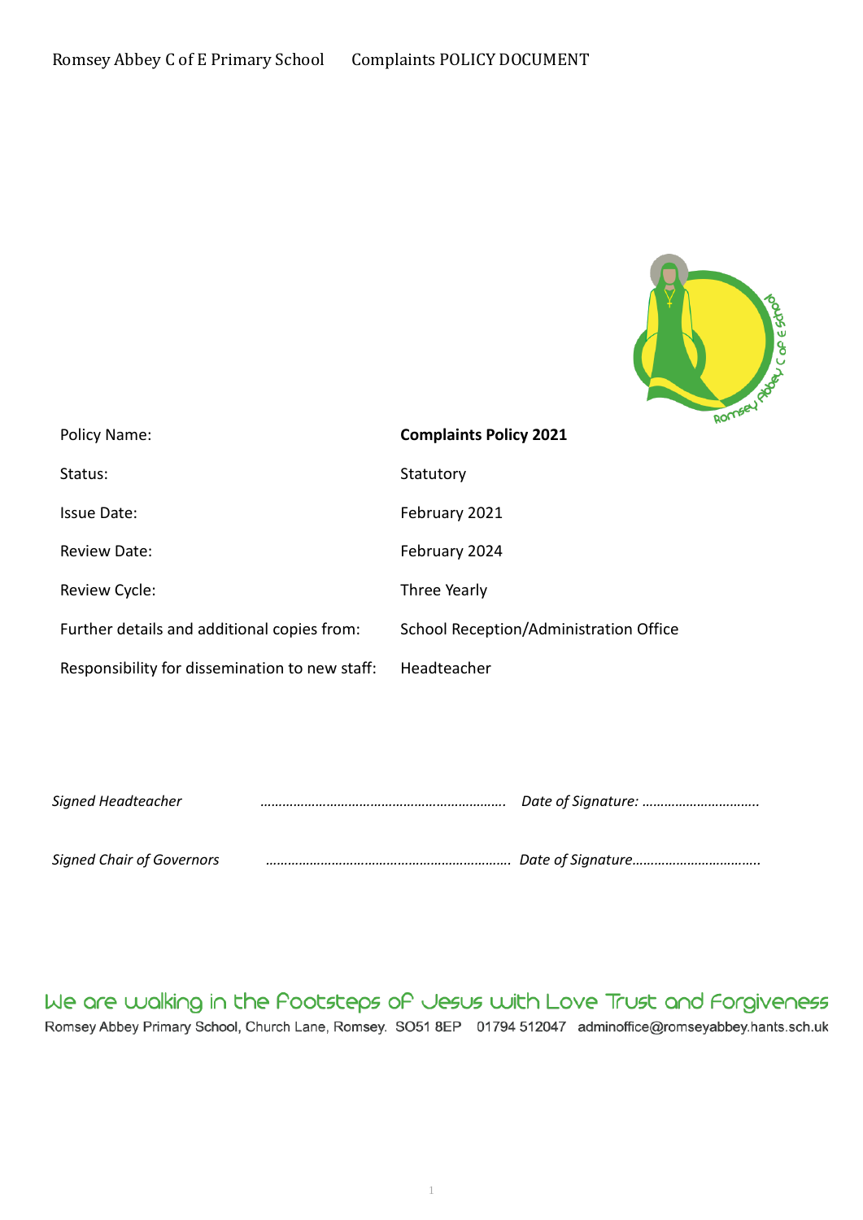Romsey Abbey C of E Primary School Complaints POLICY DOCUMENT

| Policy Name: | **Complaints Policy 2021** |
|---|---|
| Status: | Statutory |
| Issue Date: | February 2021 |
| Review Date: | February 2024 |
| Review Cycle: | Three Yearly |
| Further details and additional copies from: | School Reception/Administration Office |
| Responsibility for dissemination to new staff: | Headteacher |

*Signed Headteacher* ………………………………………………………. *Date of Signature:* …………………………..

*Signed Chair of Governors* ………………………………………………………. *Date of Signature*……………………………..

We are walking in the Footsteps of Jesus with Love Trust and Forgiveness

Romsey Abbey Primary School, Church Lane, Romsey. SO51 8EP 01794 512047 adminoffice@romseyabbey.hants.sch.uk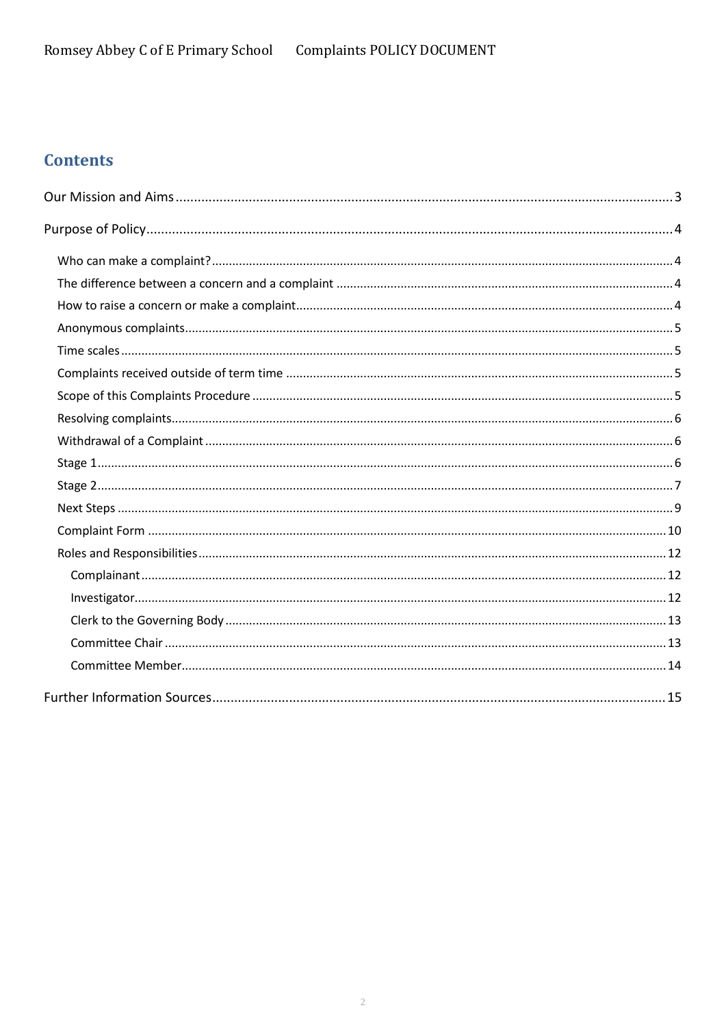## Contents

- Our Mission and Aims ..... 3
- Purpose of Policy ..... 4
  - Who can make a complaint? ..... 4
  - The difference between a concern and a complaint ..... 4
  - How to raise a concern or make a complaint ..... 4
  - Anonymous complaints ..... 5
  - Time scales ..... 5
  - Complaints received outside of term time ..... 5
  - Scope of this Complaints Procedure ..... 5
  - Resolving complaints ..... 6
  - Withdrawal of a Complaint ..... 6
  - Stage 1 ..... 6
  - Stage 2 ..... 7
  - Next Steps ..... 9
  - Complaint Form ..... 10
  - Roles and Responsibilities ..... 12
    - Complainant ..... 12
    - Investigator ..... 12
    - Clerk to the Governing Body ..... 13
    - Committee Chair ..... 13
    - Committee Member ..... 14
- Further Information Sources ..... 15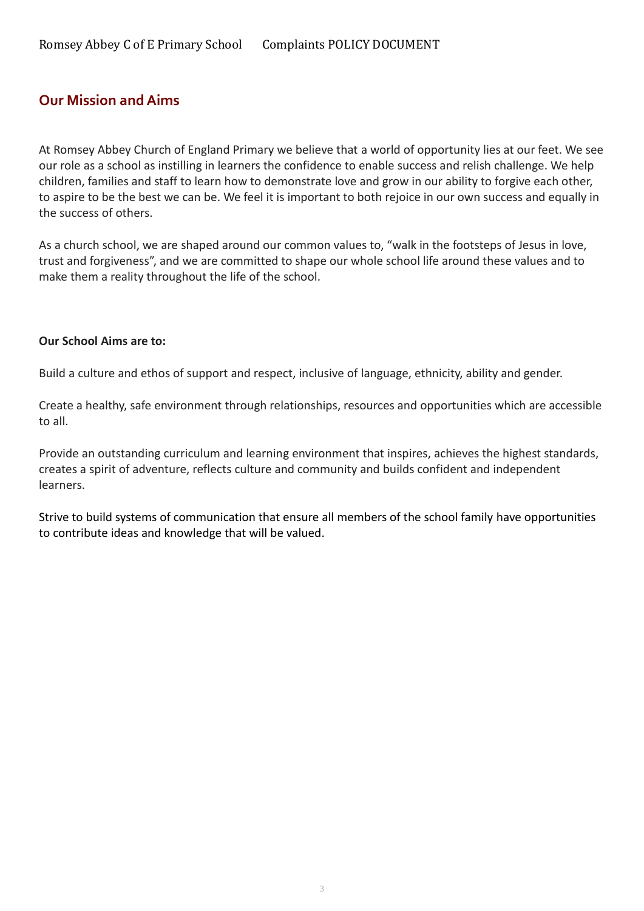## Our Mission and Aims

At Romsey Abbey Church of England Primary we believe that a world of opportunity lies at our feet. We see our role as a school as instilling in learners the confidence to enable success and relish challenge. We help children, families and staff to learn how to demonstrate love and grow in our ability to forgive each other, to aspire to be the best we can be. We feel it is important to both rejoice in our own success and equally in the success of others.

As a church school, we are shaped around our common values to, "walk in the footsteps of Jesus in love, trust and forgiveness", and we are committed to shape our whole school life around these values and to make them a reality throughout the life of the school.

**Our School Aims are to:**

Build a culture and ethos of support and respect, inclusive of language, ethnicity, ability and gender.

Create a healthy, safe environment through relationships, resources and opportunities which are accessible to all.

Provide an outstanding curriculum and learning environment that inspires, achieves the highest standards, creates a spirit of adventure, reflects culture and community and builds confident and independent learners.

Strive to build systems of communication that ensure all members of the school family have opportunities to contribute ideas and knowledge that will be valued.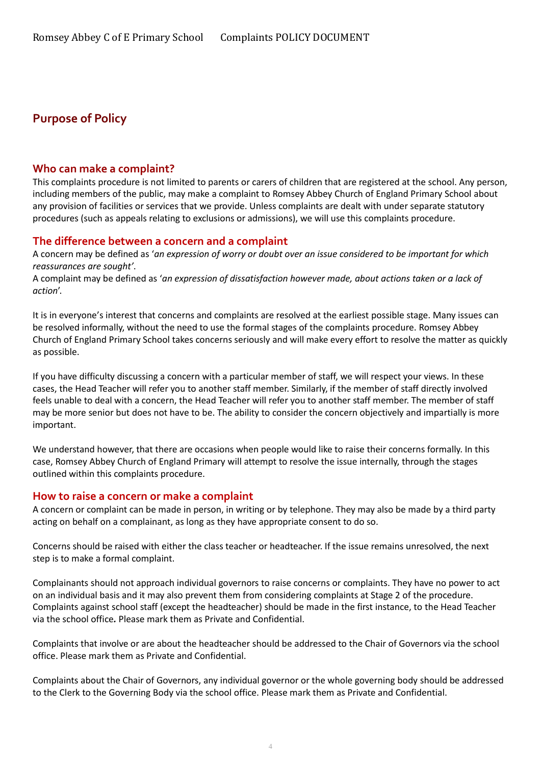## Purpose of Policy

### Who can make a complaint?

This complaints procedure is not limited to parents or carers of children that are registered at the school. Any person, including members of the public, may make a complaint to Romsey Abbey Church of England Primary School about any provision of facilities or services that we provide. Unless complaints are dealt with under separate statutory procedures (such as appeals relating to exclusions or admissions), we will use this complaints procedure.

### The difference between a concern and a complaint

A concern may be defined as '*an expression of worry or doubt over an issue considered to be important for which reassurances are sought'*.

A complaint may be defined as '*an expression of dissatisfaction however made, about actions taken or a lack of action*'.

It is in everyone's interest that concerns and complaints are resolved at the earliest possible stage. Many issues can be resolved informally, without the need to use the formal stages of the complaints procedure. Romsey Abbey Church of England Primary School takes concerns seriously and will make every effort to resolve the matter as quickly as possible.

If you have difficulty discussing a concern with a particular member of staff, we will respect your views. In these cases, the Head Teacher will refer you to another staff member. Similarly, if the member of staff directly involved feels unable to deal with a concern, the Head Teacher will refer you to another staff member. The member of staff may be more senior but does not have to be. The ability to consider the concern objectively and impartially is more important.

We understand however, that there are occasions when people would like to raise their concerns formally. In this case, Romsey Abbey Church of England Primary will attempt to resolve the issue internally, through the stages outlined within this complaints procedure.

### How to raise a concern or make a complaint

A concern or complaint can be made in person, in writing or by telephone. They may also be made by a third party acting on behalf on a complainant, as long as they have appropriate consent to do so.

Concerns should be raised with either the class teacher or headteacher. If the issue remains unresolved, the next step is to make a formal complaint.

Complainants should not approach individual governors to raise concerns or complaints. They have no power to act on an individual basis and it may also prevent them from considering complaints at Stage 2 of the procedure. Complaints against school staff (except the headteacher) should be made in the first instance, to the Head Teacher via the school office**.** Please mark them as Private and Confidential.

Complaints that involve or are about the headteacher should be addressed to the Chair of Governors via the school office. Please mark them as Private and Confidential.

Complaints about the Chair of Governors, any individual governor or the whole governing body should be addressed to the Clerk to the Governing Body via the school office. Please mark them as Private and Confidential.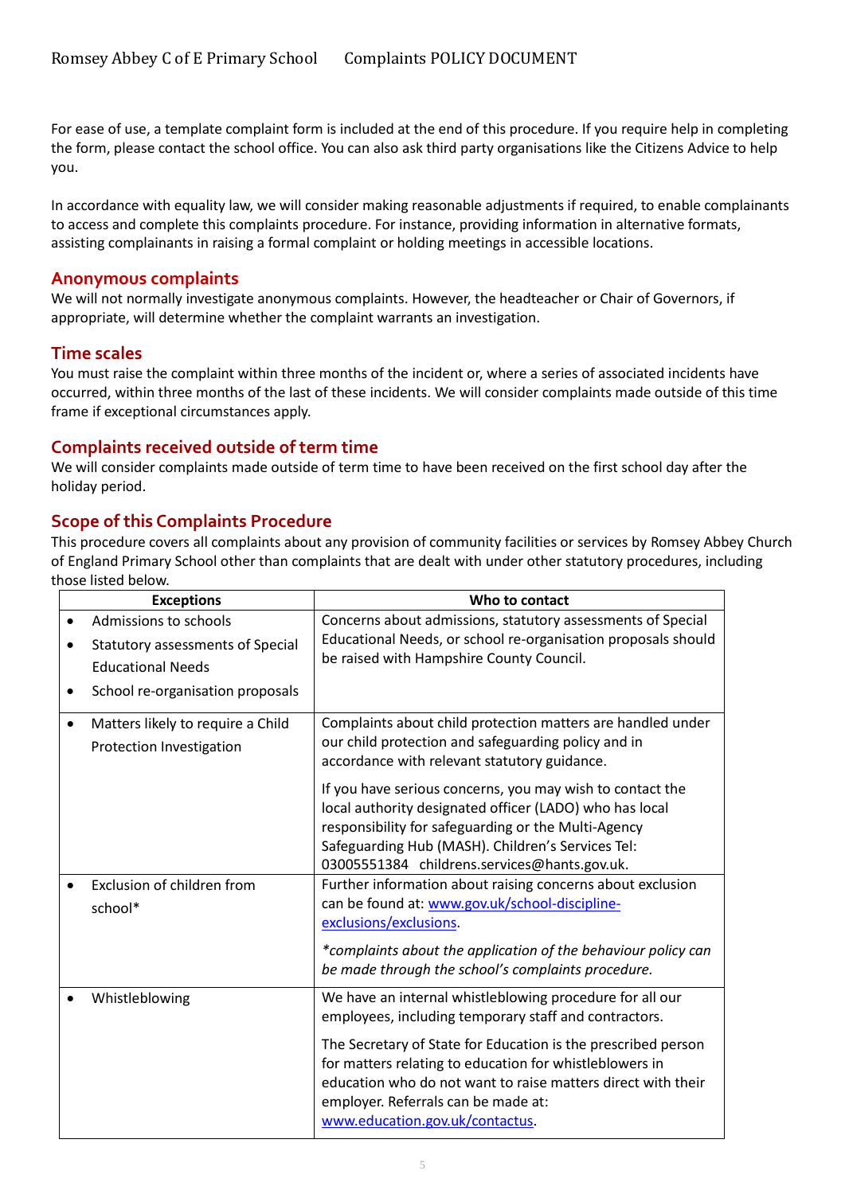For ease of use, a template complaint form is included at the end of this procedure. If you require help in completing the form, please contact the school office. You can also ask third party organisations like the Citizens Advice to help you.

In accordance with equality law, we will consider making reasonable adjustments if required, to enable complainants to access and complete this complaints procedure. For instance, providing information in alternative formats, assisting complainants in raising a formal complaint or holding meetings in accessible locations.

## Anonymous complaints

We will not normally investigate anonymous complaints. However, the headteacher or Chair of Governors, if appropriate, will determine whether the complaint warrants an investigation.

## Time scales

You must raise the complaint within three months of the incident or, where a series of associated incidents have occurred, within three months of the last of these incidents. We will consider complaints made outside of this time frame if exceptional circumstances apply.

## Complaints received outside of term time

We will consider complaints made outside of term time to have been received on the first school day after the holiday period.

## Scope of this Complaints Procedure

This procedure covers all complaints about any provision of community facilities or services by Romsey Abbey Church of England Primary School other than complaints that are dealt with under other statutory procedures, including those listed below.

| Exceptions | Who to contact |
|---|---|
| • Admissions to schools<br>• Statutory assessments of Special Educational Needs<br>• School re-organisation proposals | Concerns about admissions, statutory assessments of Special Educational Needs, or school re-organisation proposals should be raised with Hampshire County Council. |
| • Matters likely to require a Child Protection Investigation | Complaints about child protection matters are handled under our child protection and safeguarding policy and in accordance with relevant statutory guidance.<br><br>If you have serious concerns, you may wish to contact the local authority designated officer (LADO) who has local responsibility for safeguarding or the Multi-Agency Safeguarding Hub (MASH). Children's Services Tel: 03005551384 childrens.services@hants.gov.uk. |
| • Exclusion of children from school* | Further information about raising concerns about exclusion can be found at: [www.gov.uk/school-discipline-exclusions/exclusions](www.gov.uk/school-discipline-exclusions/exclusions).<br><br>*\*complaints about the application of the behaviour policy can be made through the school's complaints procedure.* |
| • Whistleblowing | We have an internal whistleblowing procedure for all our employees, including temporary staff and contractors.<br><br>The Secretary of State for Education is the prescribed person for matters relating to education for whistleblowers in education who do not want to raise matters direct with their employer. Referrals can be made at: [www.education.gov.uk/contactus](www.education.gov.uk/contactus). |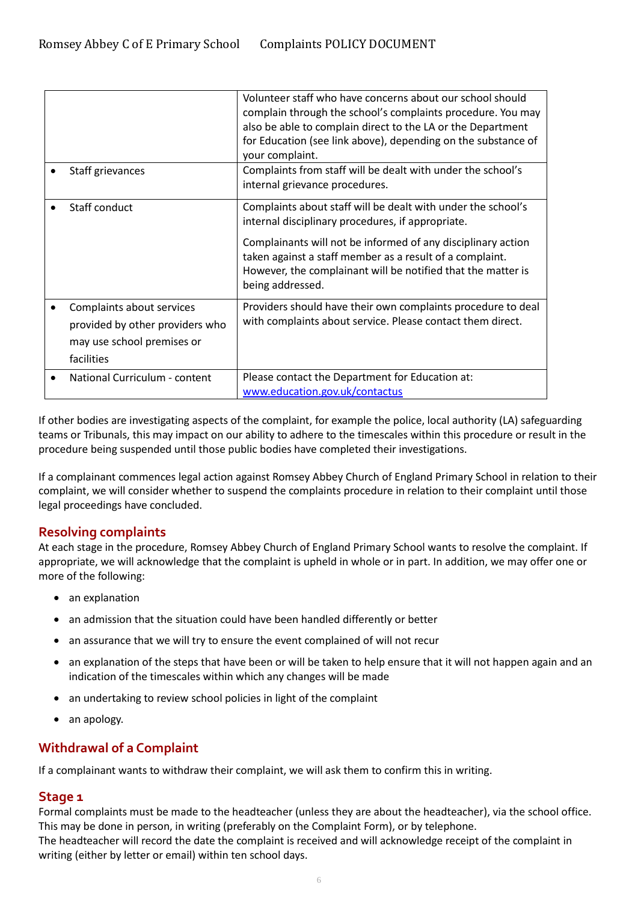| | |
|---|---|
| | Volunteer staff who have concerns about our school should complain through the school's complaints procedure. You may also be able to complain direct to the LA or the Department for Education (see link above), depending on the substance of your complaint. |
| • Staff grievances | Complaints from staff will be dealt with under the school's internal grievance procedures. |
| • Staff conduct | Complaints about staff will be dealt with under the school's internal disciplinary procedures, if appropriate.<br><br>Complainants will not be informed of any disciplinary action taken against a staff member as a result of a complaint. However, the complainant will be notified that the matter is being addressed. |
| • Complaints about services provided by other providers who may use school premises or facilities | Providers should have their own complaints procedure to deal with complaints about service. Please contact them direct. |
| • National Curriculum - content | Please contact the Department for Education at: [www.education.gov.uk/contactus](www.education.gov.uk/contactus) |

If other bodies are investigating aspects of the complaint, for example the police, local authority (LA) safeguarding teams or Tribunals, this may impact on our ability to adhere to the timescales within this procedure or result in the procedure being suspended until those public bodies have completed their investigations.

If a complainant commences legal action against Romsey Abbey Church of England Primary School in relation to their complaint, we will consider whether to suspend the complaints procedure in relation to their complaint until those legal proceedings have concluded.

## Resolving complaints

At each stage in the procedure, Romsey Abbey Church of England Primary School wants to resolve the complaint. If appropriate, we will acknowledge that the complaint is upheld in whole or in part. In addition, we may offer one or more of the following:

- an explanation
- an admission that the situation could have been handled differently or better
- an assurance that we will try to ensure the event complained of will not recur
- an explanation of the steps that have been or will be taken to help ensure that it will not happen again and an indication of the timescales within which any changes will be made
- an undertaking to review school policies in light of the complaint
- an apology.

## Withdrawal of a Complaint

If a complainant wants to withdraw their complaint, we will ask them to confirm this in writing.

## Stage 1

Formal complaints must be made to the headteacher (unless they are about the headteacher), via the school office. This may be done in person, in writing (preferably on the Complaint Form), or by telephone.
The headteacher will record the date the complaint is received and will acknowledge receipt of the complaint in writing (either by letter or email) within ten school days.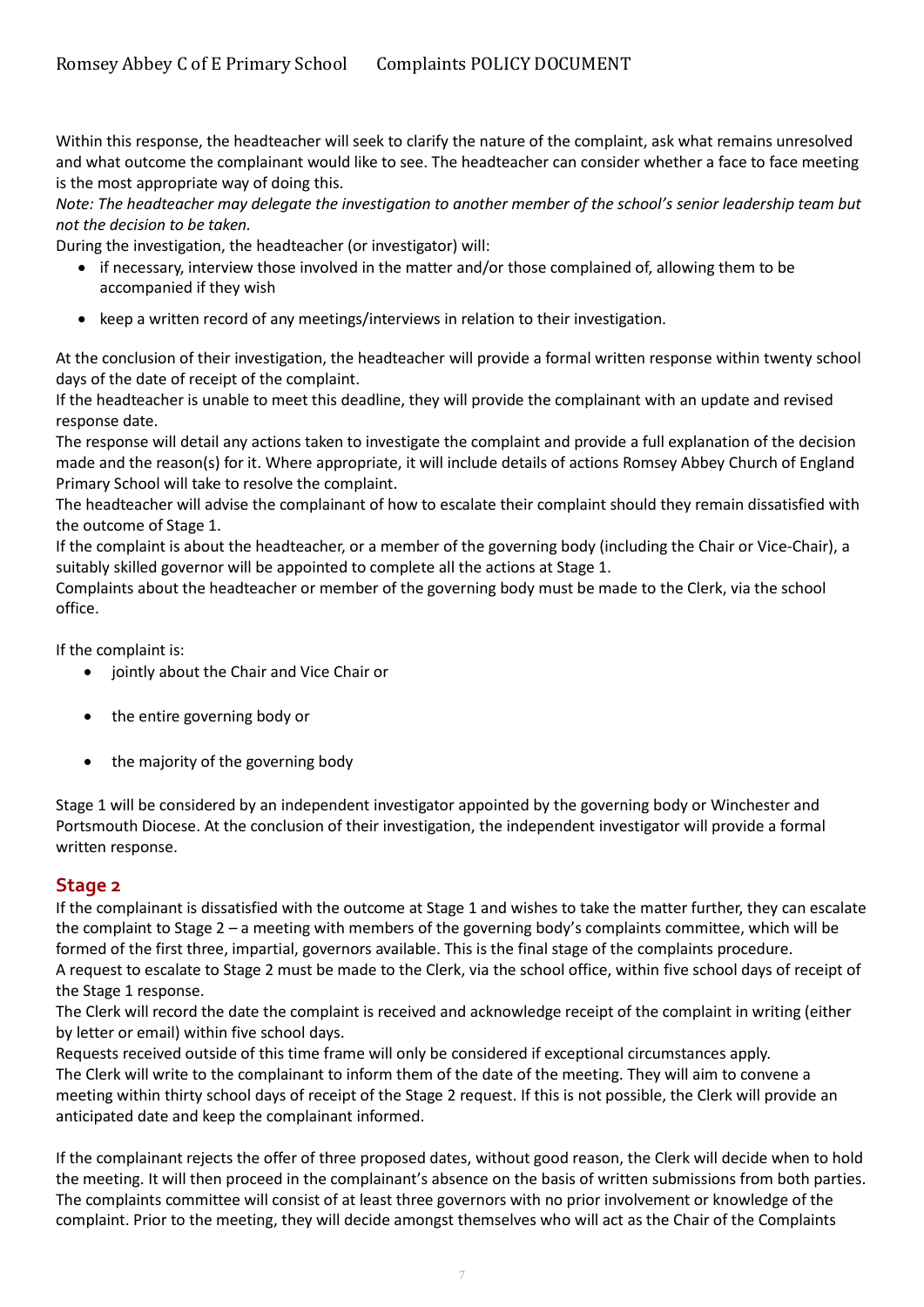Within this response, the headteacher will seek to clarify the nature of the complaint, ask what remains unresolved and what outcome the complainant would like to see. The headteacher can consider whether a face to face meeting is the most appropriate way of doing this.

*Note: The headteacher may delegate the investigation to another member of the school's senior leadership team but not the decision to be taken.*

During the investigation, the headteacher (or investigator) will:

- if necessary, interview those involved in the matter and/or those complained of, allowing them to be accompanied if they wish
- keep a written record of any meetings/interviews in relation to their investigation.

At the conclusion of their investigation, the headteacher will provide a formal written response within twenty school days of the date of receipt of the complaint.

If the headteacher is unable to meet this deadline, they will provide the complainant with an update and revised response date.

The response will detail any actions taken to investigate the complaint and provide a full explanation of the decision made and the reason(s) for it. Where appropriate, it will include details of actions Romsey Abbey Church of England Primary School will take to resolve the complaint.

The headteacher will advise the complainant of how to escalate their complaint should they remain dissatisfied with the outcome of Stage 1.

If the complaint is about the headteacher, or a member of the governing body (including the Chair or Vice-Chair), a suitably skilled governor will be appointed to complete all the actions at Stage 1.

Complaints about the headteacher or member of the governing body must be made to the Clerk, via the school office.

If the complaint is:

- jointly about the Chair and Vice Chair or
- the entire governing body or
- the majority of the governing body

Stage 1 will be considered by an independent investigator appointed by the governing body or Winchester and Portsmouth Diocese. At the conclusion of their investigation, the independent investigator will provide a formal written response.

## Stage 2

If the complainant is dissatisfied with the outcome at Stage 1 and wishes to take the matter further, they can escalate the complaint to Stage 2 – a meeting with members of the governing body's complaints committee, which will be formed of the first three, impartial, governors available. This is the final stage of the complaints procedure.

A request to escalate to Stage 2 must be made to the Clerk, via the school office, within five school days of receipt of the Stage 1 response.

The Clerk will record the date the complaint is received and acknowledge receipt of the complaint in writing (either by letter or email) within five school days.

Requests received outside of this time frame will only be considered if exceptional circumstances apply.

The Clerk will write to the complainant to inform them of the date of the meeting. They will aim to convene a meeting within thirty school days of receipt of the Stage 2 request. If this is not possible, the Clerk will provide an anticipated date and keep the complainant informed.

If the complainant rejects the offer of three proposed dates, without good reason, the Clerk will decide when to hold the meeting. It will then proceed in the complainant's absence on the basis of written submissions from both parties.

The complaints committee will consist of at least three governors with no prior involvement or knowledge of the complaint. Prior to the meeting, they will decide amongst themselves who will act as the Chair of the Complaints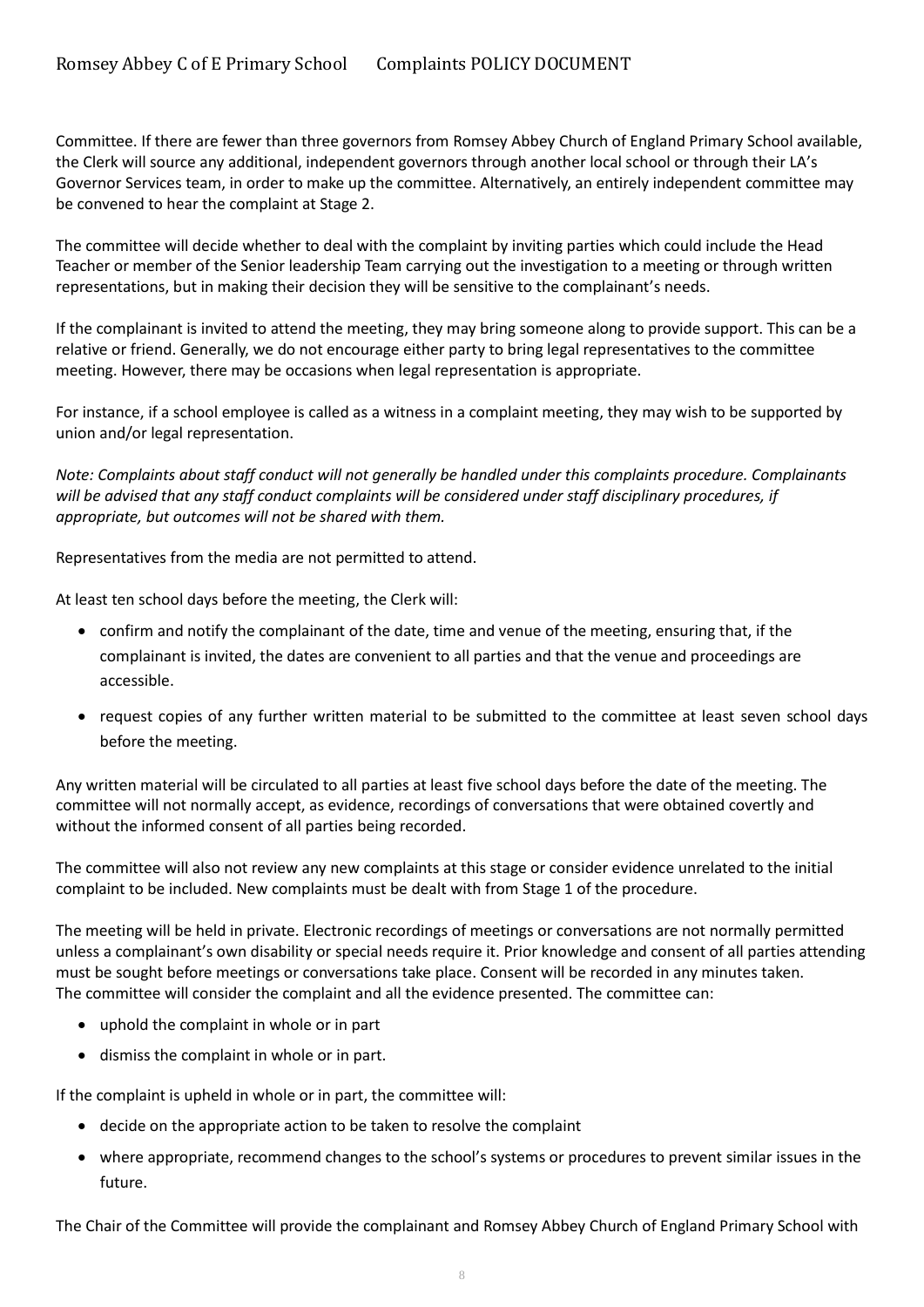Committee. If there are fewer than three governors from Romsey Abbey Church of England Primary School available, the Clerk will source any additional, independent governors through another local school or through their LA's Governor Services team, in order to make up the committee. Alternatively, an entirely independent committee may be convened to hear the complaint at Stage 2.

The committee will decide whether to deal with the complaint by inviting parties which could include the Head Teacher or member of the Senior leadership Team carrying out the investigation to a meeting or through written representations, but in making their decision they will be sensitive to the complainant's needs.

If the complainant is invited to attend the meeting, they may bring someone along to provide support. This can be a relative or friend. Generally, we do not encourage either party to bring legal representatives to the committee meeting. However, there may be occasions when legal representation is appropriate.

For instance, if a school employee is called as a witness in a complaint meeting, they may wish to be supported by union and/or legal representation.

*Note: Complaints about staff conduct will not generally be handled under this complaints procedure. Complainants will be advised that any staff conduct complaints will be considered under staff disciplinary procedures, if appropriate, but outcomes will not be shared with them.*

Representatives from the media are not permitted to attend.

At least ten school days before the meeting, the Clerk will:

- confirm and notify the complainant of the date, time and venue of the meeting, ensuring that, if the complainant is invited, the dates are convenient to all parties and that the venue and proceedings are accessible.
- request copies of any further written material to be submitted to the committee at least seven school days before the meeting.

Any written material will be circulated to all parties at least five school days before the date of the meeting. The committee will not normally accept, as evidence, recordings of conversations that were obtained covertly and without the informed consent of all parties being recorded.

The committee will also not review any new complaints at this stage or consider evidence unrelated to the initial complaint to be included. New complaints must be dealt with from Stage 1 of the procedure.

The meeting will be held in private. Electronic recordings of meetings or conversations are not normally permitted unless a complainant's own disability or special needs require it. Prior knowledge and consent of all parties attending must be sought before meetings or conversations take place. Consent will be recorded in any minutes taken.
The committee will consider the complaint and all the evidence presented. The committee can:

- uphold the complaint in whole or in part
- dismiss the complaint in whole or in part.

If the complaint is upheld in whole or in part, the committee will:

- decide on the appropriate action to be taken to resolve the complaint
- where appropriate, recommend changes to the school's systems or procedures to prevent similar issues in the future.

The Chair of the Committee will provide the complainant and Romsey Abbey Church of England Primary School with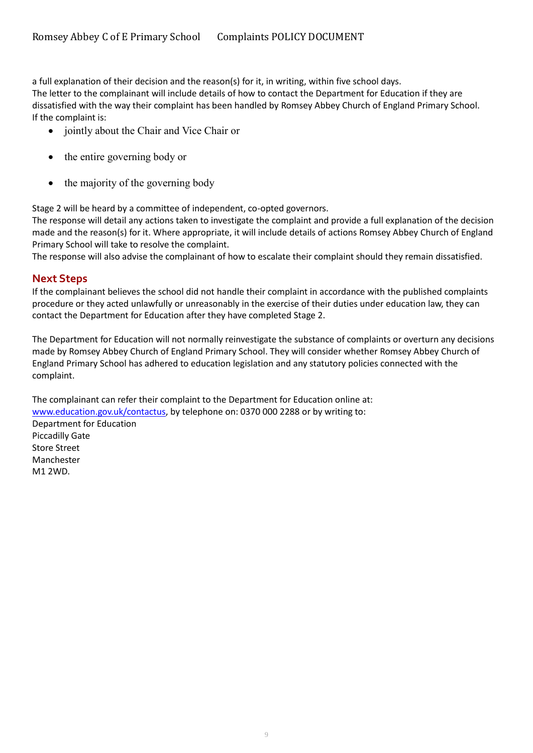a full explanation of their decision and the reason(s) for it, in writing, within five school days.
The letter to the complainant will include details of how to contact the Department for Education if they are dissatisfied with the way their complaint has been handled by Romsey Abbey Church of England Primary School.
If the complaint is:

- jointly about the Chair and Vice Chair or
- the entire governing body or
- the majority of the governing body

Stage 2 will be heard by a committee of independent, co-opted governors.
The response will detail any actions taken to investigate the complaint and provide a full explanation of the decision made and the reason(s) for it. Where appropriate, it will include details of actions Romsey Abbey Church of England Primary School will take to resolve the complaint.
The response will also advise the complainant of how to escalate their complaint should they remain dissatisfied.

## Next Steps

If the complainant believes the school did not handle their complaint in accordance with the published complaints procedure or they acted unlawfully or unreasonably in the exercise of their duties under education law, they can contact the Department for Education after they have completed Stage 2.

The Department for Education will not normally reinvestigate the substance of complaints or overturn any decisions made by Romsey Abbey Church of England Primary School. They will consider whether Romsey Abbey Church of England Primary School has adhered to education legislation and any statutory policies connected with the complaint.

The complainant can refer their complaint to the Department for Education online at:
[www.education.gov.uk/contactus](http://www.education.gov.uk/contactus), by telephone on: 0370 000 2288 or by writing to:
Department for Education
Piccadilly Gate
Store Street
Manchester
M1 2WD.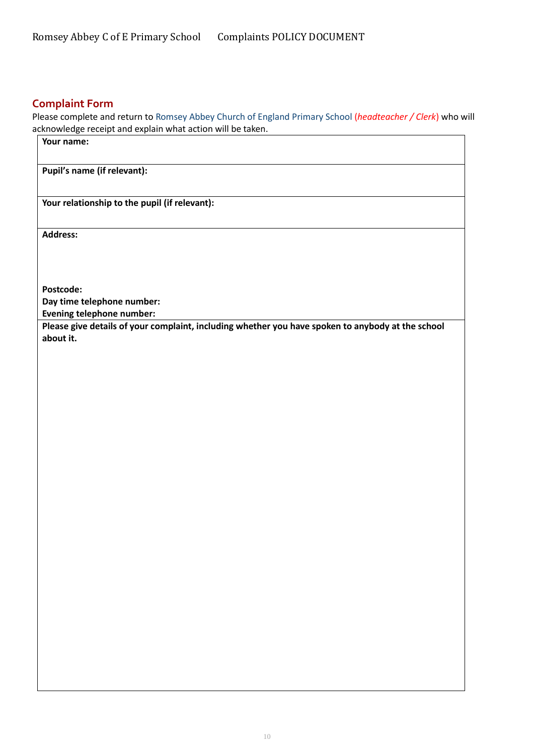## Complaint Form

Please complete and return to Romsey Abbey Church of England Primary School (*headteacher / Clerk*) who will acknowledge receipt and explain what action will be taken.

| **Your name:** |
|---|
| **Pupil's name (if relevant):** |
| **Your relationship to the pupil (if relevant):** |
| **Address:**<br><br><br><br>**Postcode:**<br>**Day time telephone number:**<br>**Evening telephone number:** |
| **Please give details of your complaint, including whether you have spoken to anybody at the school about it.** |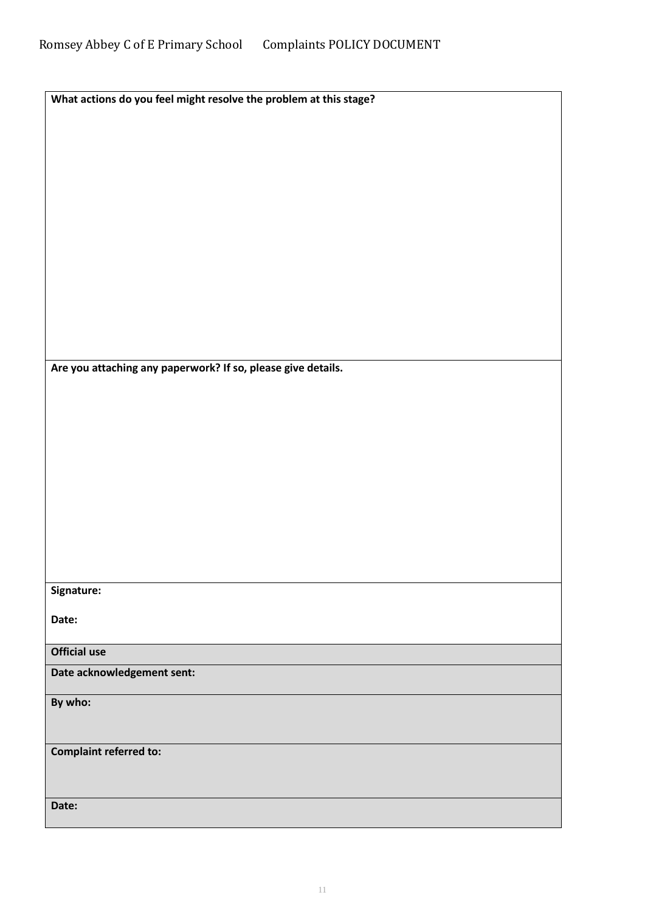| **What actions do you feel might resolve the problem at this stage?** |
|---|
| **Are you attaching any paperwork? If so, please give details.** |
| **Signature:**<br><br>**Date:** |
| **Official use** |
| **Date acknowledgement sent:** |
| **By who:** |
| **Complaint referred to:** |
| **Date:** |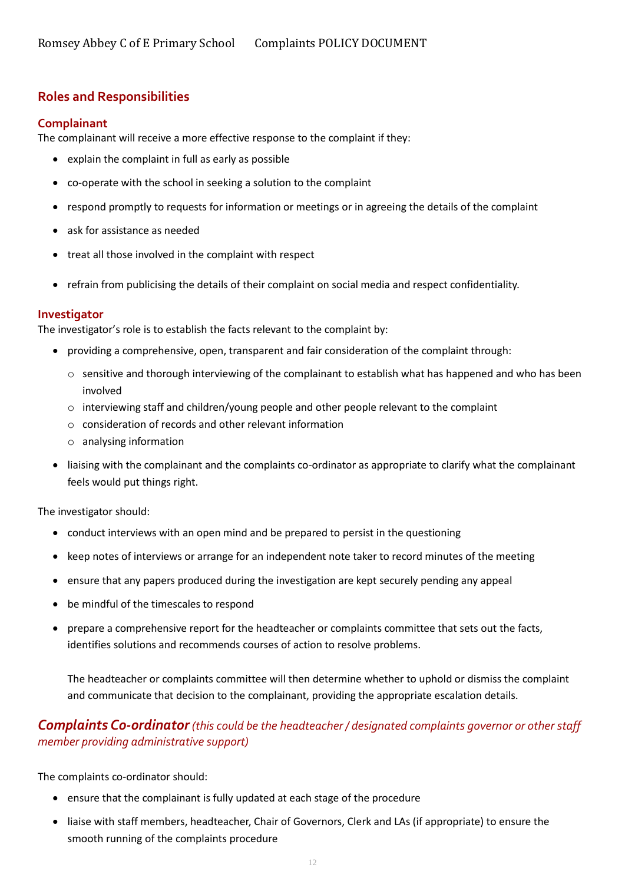## Roles and Responsibilities

### Complainant

The complainant will receive a more effective response to the complaint if they:

- explain the complaint in full as early as possible
- co-operate with the school in seeking a solution to the complaint
- respond promptly to requests for information or meetings or in agreeing the details of the complaint
- ask for assistance as needed
- treat all those involved in the complaint with respect
- refrain from publicising the details of their complaint on social media and respect confidentiality.

### Investigator

The investigator's role is to establish the facts relevant to the complaint by:

- providing a comprehensive, open, transparent and fair consideration of the complaint through:
  - sensitive and thorough interviewing of the complainant to establish what has happened and who has been involved
  - interviewing staff and children/young people and other people relevant to the complaint
  - consideration of records and other relevant information
  - analysing information
- liaising with the complainant and the complaints co-ordinator as appropriate to clarify what the complainant feels would put things right.

The investigator should:

- conduct interviews with an open mind and be prepared to persist in the questioning
- keep notes of interviews or arrange for an independent note taker to record minutes of the meeting
- ensure that any papers produced during the investigation are kept securely pending any appeal
- be mindful of the timescales to respond
- prepare a comprehensive report for the headteacher or complaints committee that sets out the facts, identifies solutions and recommends courses of action to resolve problems.

  The headteacher or complaints committee will then determine whether to uphold or dismiss the complaint and communicate that decision to the complainant, providing the appropriate escalation details.

### *Complaints Co-ordinator* *(this could be the headteacher / designated complaints governor or other staff member providing administrative support)*

The complaints co-ordinator should:

- ensure that the complainant is fully updated at each stage of the procedure
- liaise with staff members, headteacher, Chair of Governors, Clerk and LAs (if appropriate) to ensure the smooth running of the complaints procedure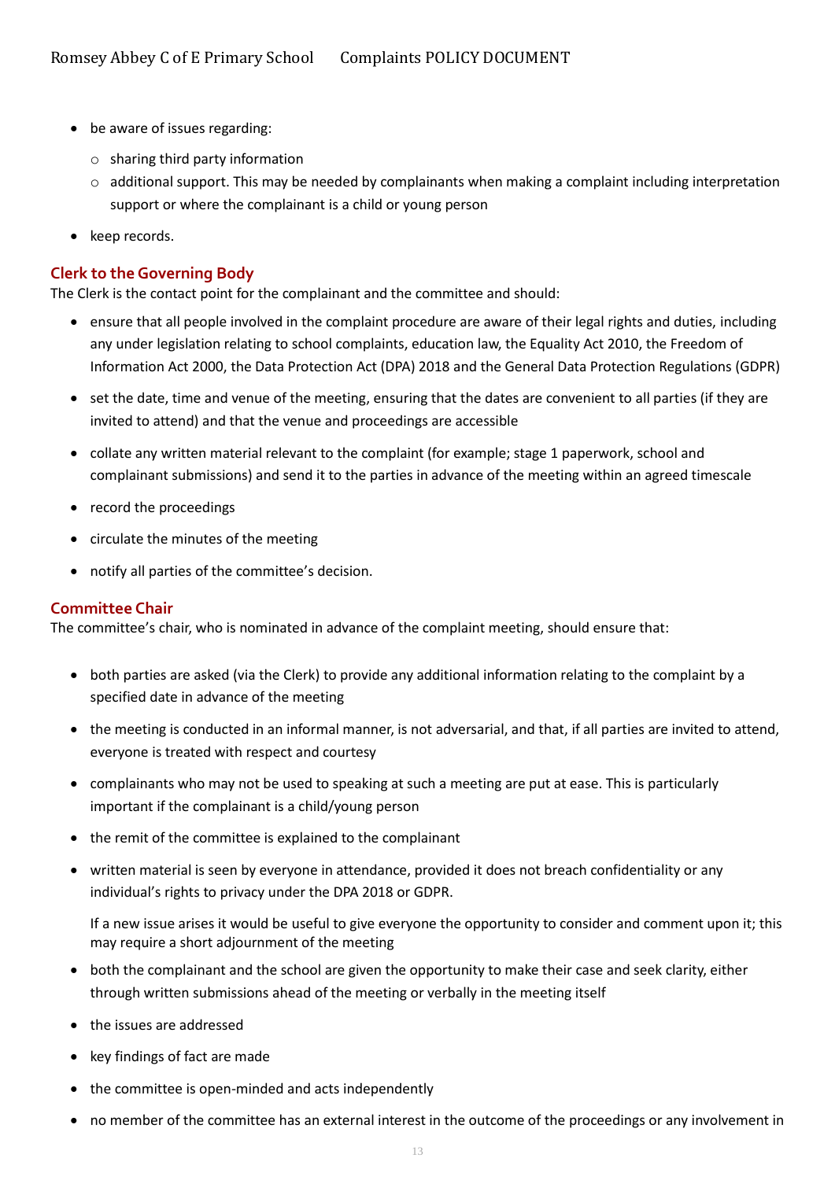- be aware of issues regarding:
  - sharing third party information
  - additional support. This may be needed by complainants when making a complaint including interpretation support or where the complainant is a child or young person
- keep records.

## Clerk to the Governing Body

The Clerk is the contact point for the complainant and the committee and should:

- ensure that all people involved in the complaint procedure are aware of their legal rights and duties, including any under legislation relating to school complaints, education law, the Equality Act 2010, the Freedom of Information Act 2000, the Data Protection Act (DPA) 2018 and the General Data Protection Regulations (GDPR)
- set the date, time and venue of the meeting, ensuring that the dates are convenient to all parties (if they are invited to attend) and that the venue and proceedings are accessible
- collate any written material relevant to the complaint (for example; stage 1 paperwork, school and complainant submissions) and send it to the parties in advance of the meeting within an agreed timescale
- record the proceedings
- circulate the minutes of the meeting
- notify all parties of the committee's decision.

## Committee Chair

The committee's chair, who is nominated in advance of the complaint meeting, should ensure that:

- both parties are asked (via the Clerk) to provide any additional information relating to the complaint by a specified date in advance of the meeting
- the meeting is conducted in an informal manner, is not adversarial, and that, if all parties are invited to attend, everyone is treated with respect and courtesy
- complainants who may not be used to speaking at such a meeting are put at ease. This is particularly important if the complainant is a child/young person
- the remit of the committee is explained to the complainant
- written material is seen by everyone in attendance, provided it does not breach confidentiality or any individual's rights to privacy under the DPA 2018 or GDPR.

  If a new issue arises it would be useful to give everyone the opportunity to consider and comment upon it; this may require a short adjournment of the meeting
- both the complainant and the school are given the opportunity to make their case and seek clarity, either through written submissions ahead of the meeting or verbally in the meeting itself
- the issues are addressed
- key findings of fact are made
- the committee is open-minded and acts independently
- no member of the committee has an external interest in the outcome of the proceedings or any involvement in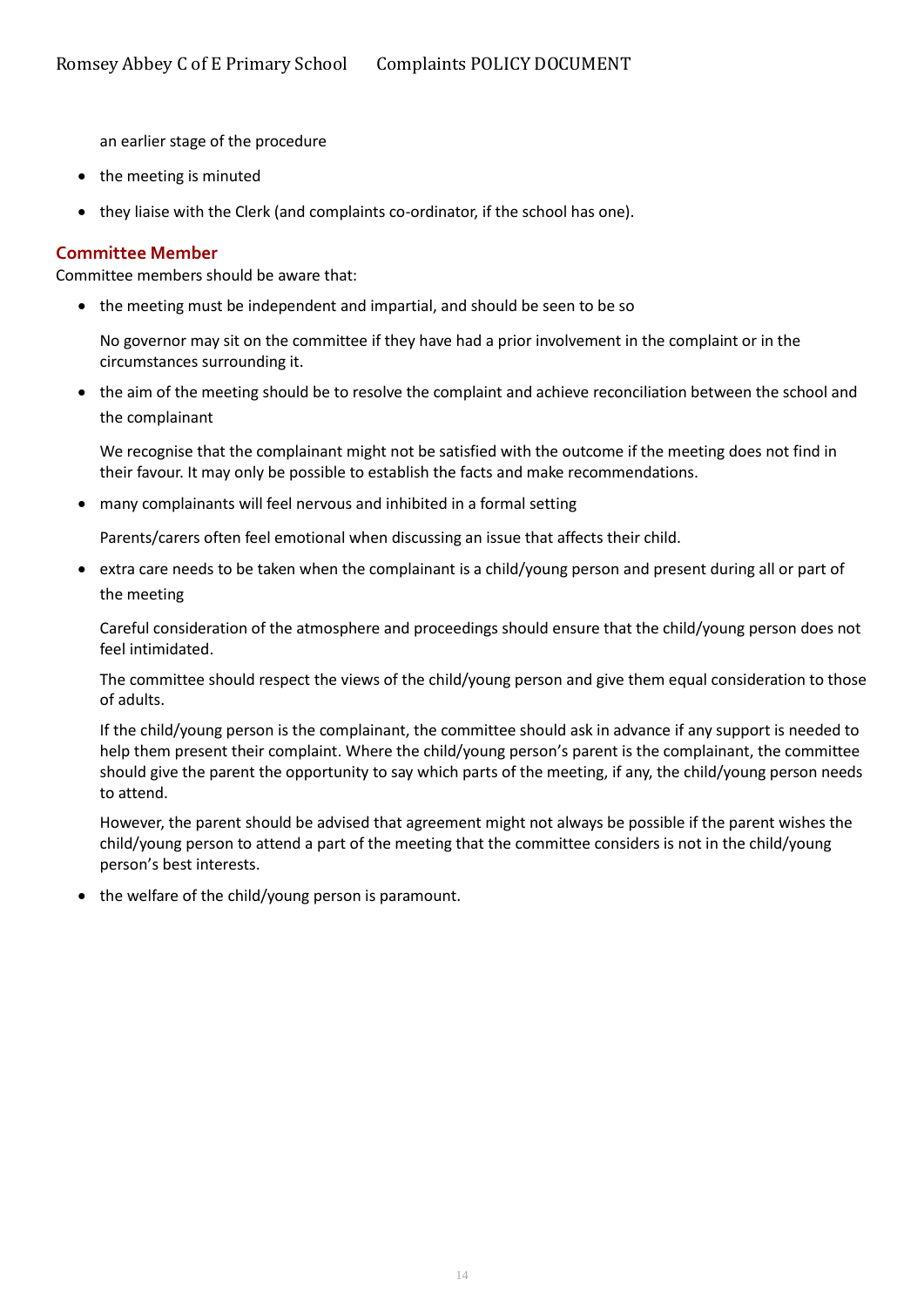an earlier stage of the procedure

- the meeting is minuted
- they liaise with the Clerk (and complaints co-ordinator, if the school has one).

### Committee Member

Committee members should be aware that:

- the meeting must be independent and impartial, and should be seen to be so

  No governor may sit on the committee if they have had a prior involvement in the complaint or in the circumstances surrounding it.

- the aim of the meeting should be to resolve the complaint and achieve reconciliation between the school and the complainant

  We recognise that the complainant might not be satisfied with the outcome if the meeting does not find in their favour. It may only be possible to establish the facts and make recommendations.

- many complainants will feel nervous and inhibited in a formal setting

  Parents/carers often feel emotional when discussing an issue that affects their child.

- extra care needs to be taken when the complainant is a child/young person and present during all or part of the meeting

  Careful consideration of the atmosphere and proceedings should ensure that the child/young person does not feel intimidated.

  The committee should respect the views of the child/young person and give them equal consideration to those of adults.

  If the child/young person is the complainant, the committee should ask in advance if any support is needed to help them present their complaint. Where the child/young person's parent is the complainant, the committee should give the parent the opportunity to say which parts of the meeting, if any, the child/young person needs to attend.

  However, the parent should be advised that agreement might not always be possible if the parent wishes the child/young person to attend a part of the meeting that the committee considers is not in the child/young person's best interests.

- the welfare of the child/young person is paramount.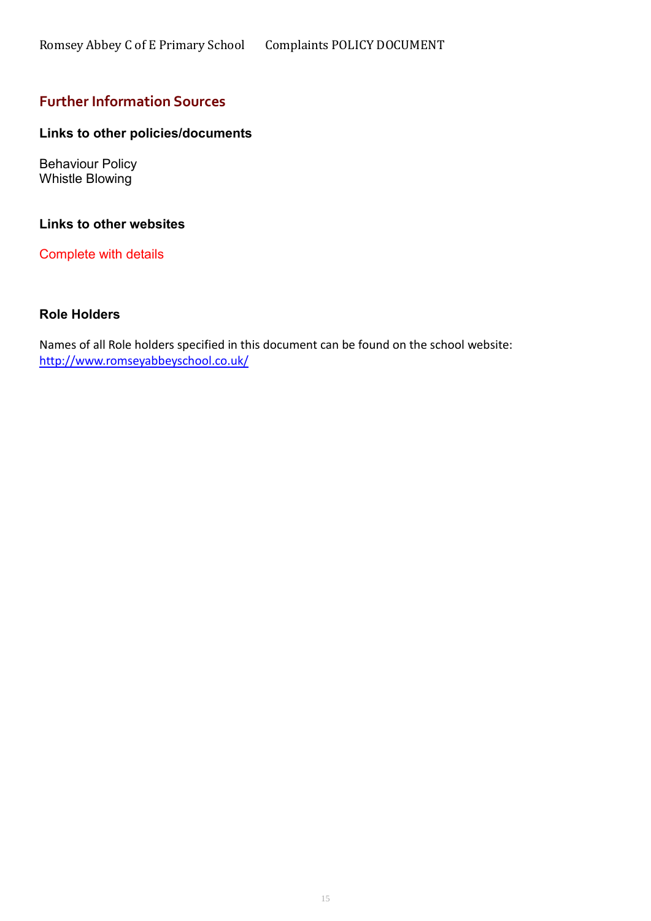## Further Information Sources

### Links to other policies/documents

Behaviour Policy
Whistle Blowing

### Links to other websites

Complete with details

### Role Holders

Names of all Role holders specified in this document can be found on the school website:
http://www.romseyabbeyschool.co.uk/